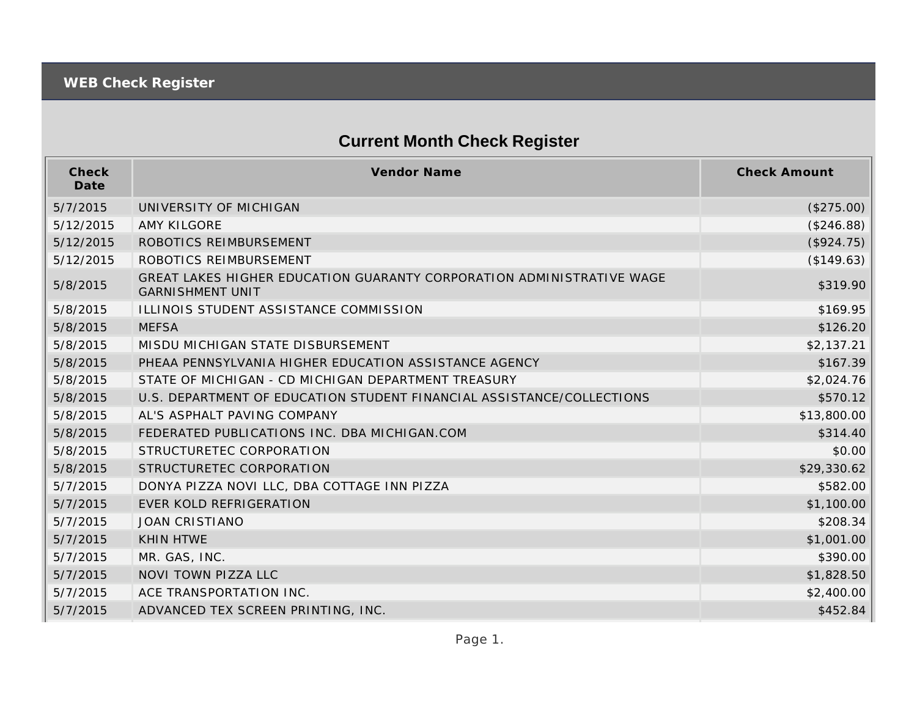# WEB Check Register

## Current Month Check Register

| Check Date | Vendor Name | Check Amount |
|---|---|---|
| 5/7/2015 | UNIVERSITY OF MICHIGAN | ($275.00) |
| 5/12/2015 | AMY KILGORE | ($246.88) |
| 5/12/2015 | ROBOTICS REIMBURSEMENT | ($924.75) |
| 5/12/2015 | ROBOTICS REIMBURSEMENT | ($149.63) |
| 5/8/2015 | GREAT LAKES HIGHER EDUCATION GUARANTY CORPORATION ADMINISTRATIVE WAGE GARNISHMENT UNIT | $319.90 |
| 5/8/2015 | ILLINOIS STUDENT ASSISTANCE COMMISSION | $169.95 |
| 5/8/2015 | MEFSA | $126.20 |
| 5/8/2015 | MISDU MICHIGAN STATE DISBURSEMENT | $2,137.21 |
| 5/8/2015 | PHEAA PENNSYLVANIA HIGHER EDUCATION ASSISTANCE AGENCY | $167.39 |
| 5/8/2015 | STATE OF MICHIGAN - CD MICHIGAN DEPARTMENT TREASURY | $2,024.76 |
| 5/8/2015 | U.S. DEPARTMENT OF EDUCATION STUDENT FINANCIAL ASSISTANCE/COLLECTIONS | $570.12 |
| 5/8/2015 | AL'S ASPHALT PAVING COMPANY | $13,800.00 |
| 5/8/2015 | FEDERATED PUBLICATIONS INC. DBA MICHIGAN.COM | $314.40 |
| 5/8/2015 | STRUCTURETEC CORPORATION | $0.00 |
| 5/8/2015 | STRUCTURETEC CORPORATION | $29,330.62 |
| 5/7/2015 | DONYA PIZZA NOVI LLC, DBA COTTAGE INN PIZZA | $582.00 |
| 5/7/2015 | EVER KOLD REFRIGERATION | $1,100.00 |
| 5/7/2015 | JOAN CRISTIANO | $208.34 |
| 5/7/2015 | KHIN HTWE | $1,001.00 |
| 5/7/2015 | MR. GAS, INC. | $390.00 |
| 5/7/2015 | NOVI TOWN PIZZA LLC | $1,828.50 |
| 5/7/2015 | ACE TRANSPORTATION INC. | $2,400.00 |
| 5/7/2015 | ADVANCED TEX SCREEN PRINTING, INC. | $452.84 |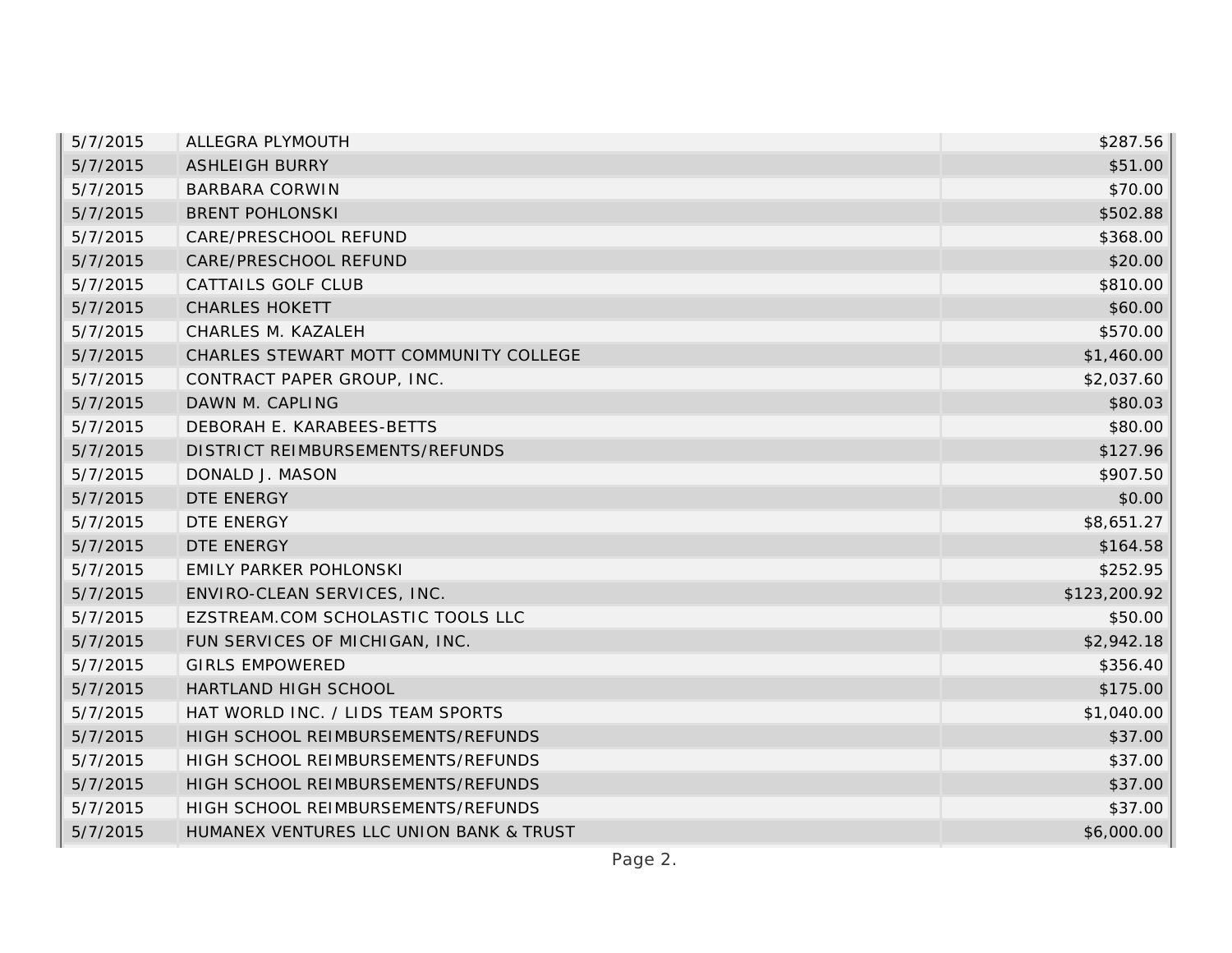| | | |
|---|---|---|
| 5/7/2015 | ALLEGRA PLYMOUTH | $287.56 |
| 5/7/2015 | ASHLEIGH BURRY | $51.00 |
| 5/7/2015 | BARBARA CORWIN | $70.00 |
| 5/7/2015 | BRENT POHLONSKI | $502.88 |
| 5/7/2015 | CARE/PRESCHOOL REFUND | $368.00 |
| 5/7/2015 | CARE/PRESCHOOL REFUND | $20.00 |
| 5/7/2015 | CATTAILS GOLF CLUB | $810.00 |
| 5/7/2015 | CHARLES HOKETT | $60.00 |
| 5/7/2015 | CHARLES M. KAZALEH | $570.00 |
| 5/7/2015 | CHARLES STEWART MOTT COMMUNITY COLLEGE | $1,460.00 |
| 5/7/2015 | CONTRACT PAPER GROUP, INC. | $2,037.60 |
| 5/7/2015 | DAWN M. CAPLING | $80.03 |
| 5/7/2015 | DEBORAH E. KARABEES-BETTS | $80.00 |
| 5/7/2015 | DISTRICT REIMBURSEMENTS/REFUNDS | $127.96 |
| 5/7/2015 | DONALD J. MASON | $907.50 |
| 5/7/2015 | DTE ENERGY | $0.00 |
| 5/7/2015 | DTE ENERGY | $8,651.27 |
| 5/7/2015 | DTE ENERGY | $164.58 |
| 5/7/2015 | EMILY PARKER POHLONSKI | $252.95 |
| 5/7/2015 | ENVIRO-CLEAN SERVICES, INC. | $123,200.92 |
| 5/7/2015 | EZSTREAM.COM SCHOLASTIC TOOLS LLC | $50.00 |
| 5/7/2015 | FUN SERVICES OF MICHIGAN, INC. | $2,942.18 |
| 5/7/2015 | GIRLS EMPOWERED | $356.40 |
| 5/7/2015 | HARTLAND HIGH SCHOOL | $175.00 |
| 5/7/2015 | HAT WORLD INC. / LIDS TEAM SPORTS | $1,040.00 |
| 5/7/2015 | HIGH SCHOOL REIMBURSEMENTS/REFUNDS | $37.00 |
| 5/7/2015 | HIGH SCHOOL REIMBURSEMENTS/REFUNDS | $37.00 |
| 5/7/2015 | HIGH SCHOOL REIMBURSEMENTS/REFUNDS | $37.00 |
| 5/7/2015 | HIGH SCHOOL REIMBURSEMENTS/REFUNDS | $37.00 |
| 5/7/2015 | HUMANEX VENTURES LLC UNION BANK & TRUST | $6,000.00 |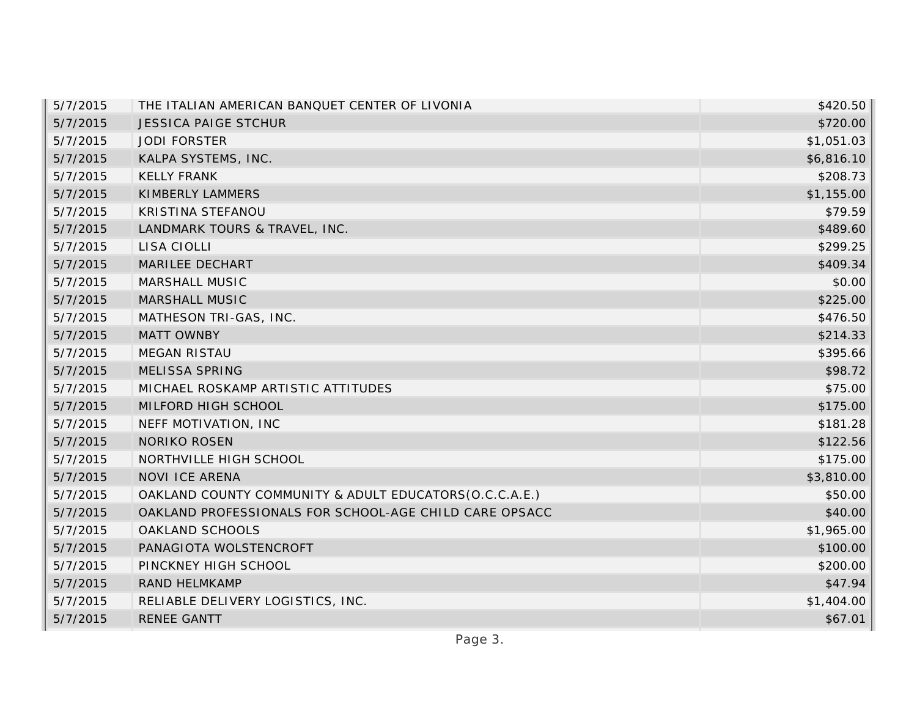| | | |
|---|---|---|
| 5/7/2015 | THE ITALIAN AMERICAN BANQUET CENTER OF LIVONIA | $420.50 |
| 5/7/2015 | JESSICA PAIGE STCHUR | $720.00 |
| 5/7/2015 | JODI FORSTER | $1,051.03 |
| 5/7/2015 | KALPA SYSTEMS, INC. | $6,816.10 |
| 5/7/2015 | KELLY FRANK | $208.73 |
| 5/7/2015 | KIMBERLY LAMMERS | $1,155.00 |
| 5/7/2015 | KRISTINA STEFANOU | $79.59 |
| 5/7/2015 | LANDMARK TOURS & TRAVEL, INC. | $489.60 |
| 5/7/2015 | LISA CIOLLI | $299.25 |
| 5/7/2015 | MARILEE DECHART | $409.34 |
| 5/7/2015 | MARSHALL MUSIC | $0.00 |
| 5/7/2015 | MARSHALL MUSIC | $225.00 |
| 5/7/2015 | MATHESON TRI-GAS, INC. | $476.50 |
| 5/7/2015 | MATT OWNBY | $214.33 |
| 5/7/2015 | MEGAN RISTAU | $395.66 |
| 5/7/2015 | MELISSA SPRING | $98.72 |
| 5/7/2015 | MICHAEL ROSKAMP ARTISTIC ATTITUDES | $75.00 |
| 5/7/2015 | MILFORD HIGH SCHOOL | $175.00 |
| 5/7/2015 | NEFF MOTIVATION, INC | $181.28 |
| 5/7/2015 | NORIKO ROSEN | $122.56 |
| 5/7/2015 | NORTHVILLE HIGH SCHOOL | $175.00 |
| 5/7/2015 | NOVI ICE ARENA | $3,810.00 |
| 5/7/2015 | OAKLAND COUNTY COMMUNITY & ADULT EDUCATORS(O.C.C.A.E.) | $50.00 |
| 5/7/2015 | OAKLAND PROFESSIONALS FOR SCHOOL-AGE CHILD CARE OPSACC | $40.00 |
| 5/7/2015 | OAKLAND SCHOOLS | $1,965.00 |
| 5/7/2015 | PANAGIOTA WOLSTENCROFT | $100.00 |
| 5/7/2015 | PINCKNEY HIGH SCHOOL | $200.00 |
| 5/7/2015 | RAND HELMKAMP | $47.94 |
| 5/7/2015 | RELIABLE DELIVERY LOGISTICS, INC. | $1,404.00 |
| 5/7/2015 | RENEE GANTT | $67.01 |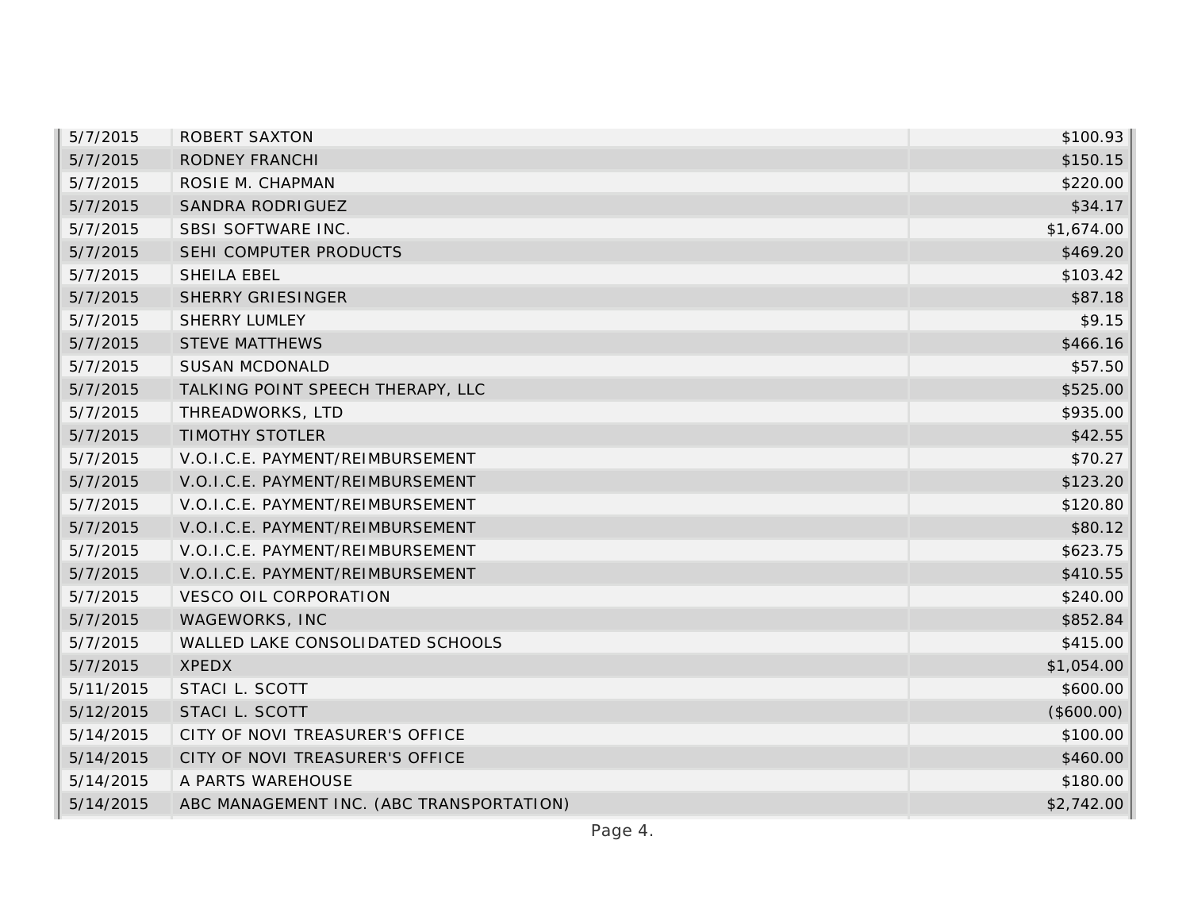| | | |
|---|---|---|
| 5/7/2015 | ROBERT SAXTON | $100.93 |
| 5/7/2015 | RODNEY FRANCHI | $150.15 |
| 5/7/2015 | ROSIE M. CHAPMAN | $220.00 |
| 5/7/2015 | SANDRA RODRIGUEZ | $34.17 |
| 5/7/2015 | SBSI SOFTWARE INC. | $1,674.00 |
| 5/7/2015 | SEHI COMPUTER PRODUCTS | $469.20 |
| 5/7/2015 | SHEILA EBEL | $103.42 |
| 5/7/2015 | SHERRY GRIESINGER | $87.18 |
| 5/7/2015 | SHERRY LUMLEY | $9.15 |
| 5/7/2015 | STEVE MATTHEWS | $466.16 |
| 5/7/2015 | SUSAN MCDONALD | $57.50 |
| 5/7/2015 | TALKING POINT SPEECH THERAPY, LLC | $525.00 |
| 5/7/2015 | THREADWORKS, LTD | $935.00 |
| 5/7/2015 | TIMOTHY STOTLER | $42.55 |
| 5/7/2015 | V.O.I.C.E. PAYMENT/REIMBURSEMENT | $70.27 |
| 5/7/2015 | V.O.I.C.E. PAYMENT/REIMBURSEMENT | $123.20 |
| 5/7/2015 | V.O.I.C.E. PAYMENT/REIMBURSEMENT | $120.80 |
| 5/7/2015 | V.O.I.C.E. PAYMENT/REIMBURSEMENT | $80.12 |
| 5/7/2015 | V.O.I.C.E. PAYMENT/REIMBURSEMENT | $623.75 |
| 5/7/2015 | V.O.I.C.E. PAYMENT/REIMBURSEMENT | $410.55 |
| 5/7/2015 | VESCO OIL CORPORATION | $240.00 |
| 5/7/2015 | WAGEWORKS, INC | $852.84 |
| 5/7/2015 | WALLED LAKE CONSOLIDATED SCHOOLS | $415.00 |
| 5/7/2015 | XPEDX | $1,054.00 |
| 5/11/2015 | STACI L. SCOTT | $600.00 |
| 5/12/2015 | STACI L. SCOTT | ($600.00) |
| 5/14/2015 | CITY OF NOVI TREASURER'S OFFICE | $100.00 |
| 5/14/2015 | CITY OF NOVI TREASURER'S OFFICE | $460.00 |
| 5/14/2015 | A PARTS WAREHOUSE | $180.00 |
| 5/14/2015 | ABC MANAGEMENT INC. (ABC TRANSPORTATION) | $2,742.00 |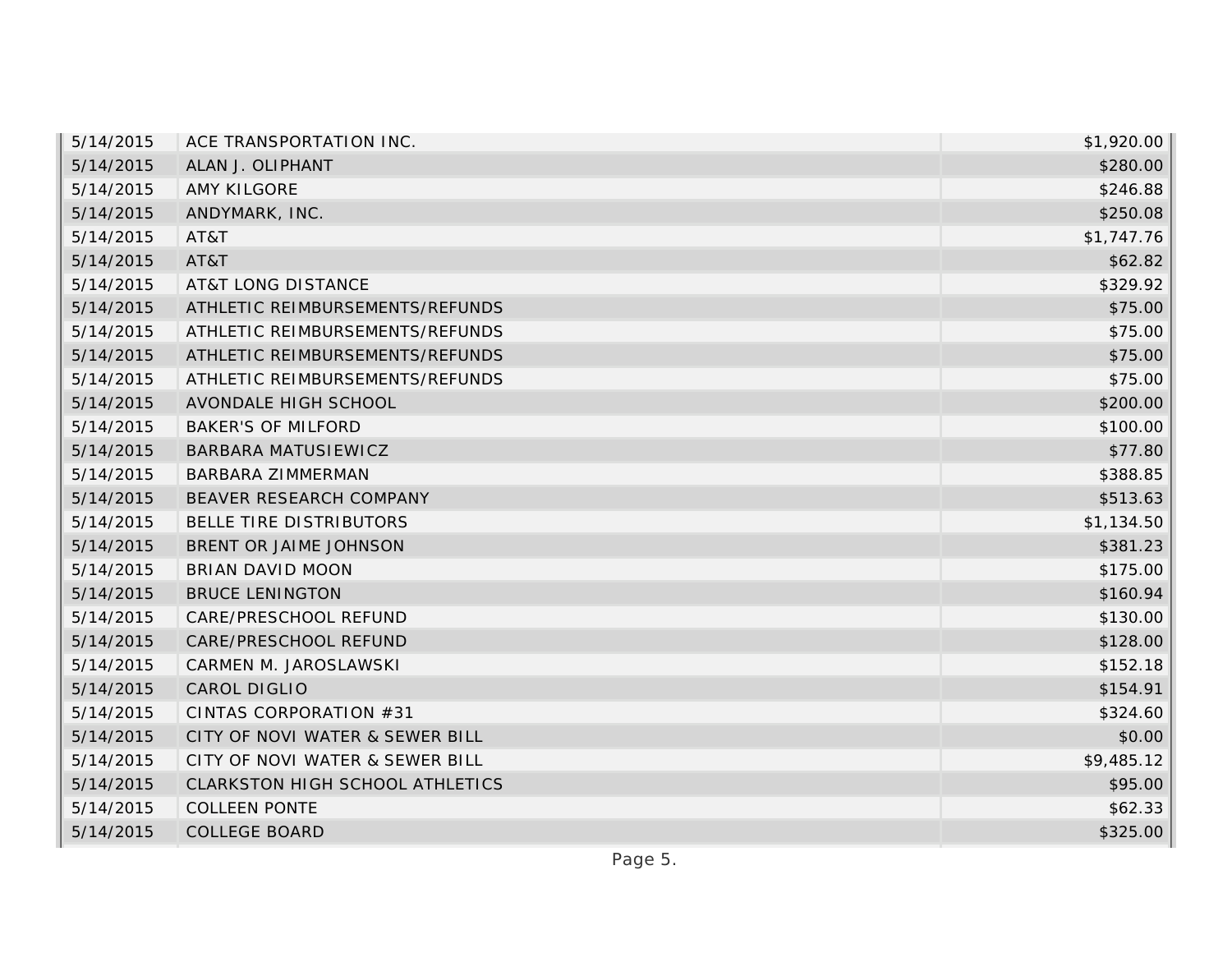| | | |
|---|---|---|
| 5/14/2015 | ACE TRANSPORTATION INC. | $1,920.00 |
| 5/14/2015 | ALAN J. OLIPHANT | $280.00 |
| 5/14/2015 | AMY KILGORE | $246.88 |
| 5/14/2015 | ANDYMARK, INC. | $250.08 |
| 5/14/2015 | AT&T | $1,747.76 |
| 5/14/2015 | AT&T | $62.82 |
| 5/14/2015 | AT&T LONG DISTANCE | $329.92 |
| 5/14/2015 | ATHLETIC REIMBURSEMENTS/REFUNDS | $75.00 |
| 5/14/2015 | ATHLETIC REIMBURSEMENTS/REFUNDS | $75.00 |
| 5/14/2015 | ATHLETIC REIMBURSEMENTS/REFUNDS | $75.00 |
| 5/14/2015 | ATHLETIC REIMBURSEMENTS/REFUNDS | $75.00 |
| 5/14/2015 | AVONDALE HIGH SCHOOL | $200.00 |
| 5/14/2015 | BAKER'S OF MILFORD | $100.00 |
| 5/14/2015 | BARBARA MATUSIEWICZ | $77.80 |
| 5/14/2015 | BARBARA ZIMMERMAN | $388.85 |
| 5/14/2015 | BEAVER RESEARCH COMPANY | $513.63 |
| 5/14/2015 | BELLE TIRE DISTRIBUTORS | $1,134.50 |
| 5/14/2015 | BRENT OR JAIME JOHNSON | $381.23 |
| 5/14/2015 | BRIAN DAVID MOON | $175.00 |
| 5/14/2015 | BRUCE LENINGTON | $160.94 |
| 5/14/2015 | CARE/PRESCHOOL REFUND | $130.00 |
| 5/14/2015 | CARE/PRESCHOOL REFUND | $128.00 |
| 5/14/2015 | CARMEN M. JAROSLAWSKI | $152.18 |
| 5/14/2015 | CAROL DIGLIO | $154.91 |
| 5/14/2015 | CINTAS CORPORATION #31 | $324.60 |
| 5/14/2015 | CITY OF NOVI WATER & SEWER BILL | $0.00 |
| 5/14/2015 | CITY OF NOVI WATER & SEWER BILL | $9,485.12 |
| 5/14/2015 | CLARKSTON HIGH SCHOOL ATHLETICS | $95.00 |
| 5/14/2015 | COLLEEN PONTE | $62.33 |
| 5/14/2015 | COLLEGE BOARD | $325.00 |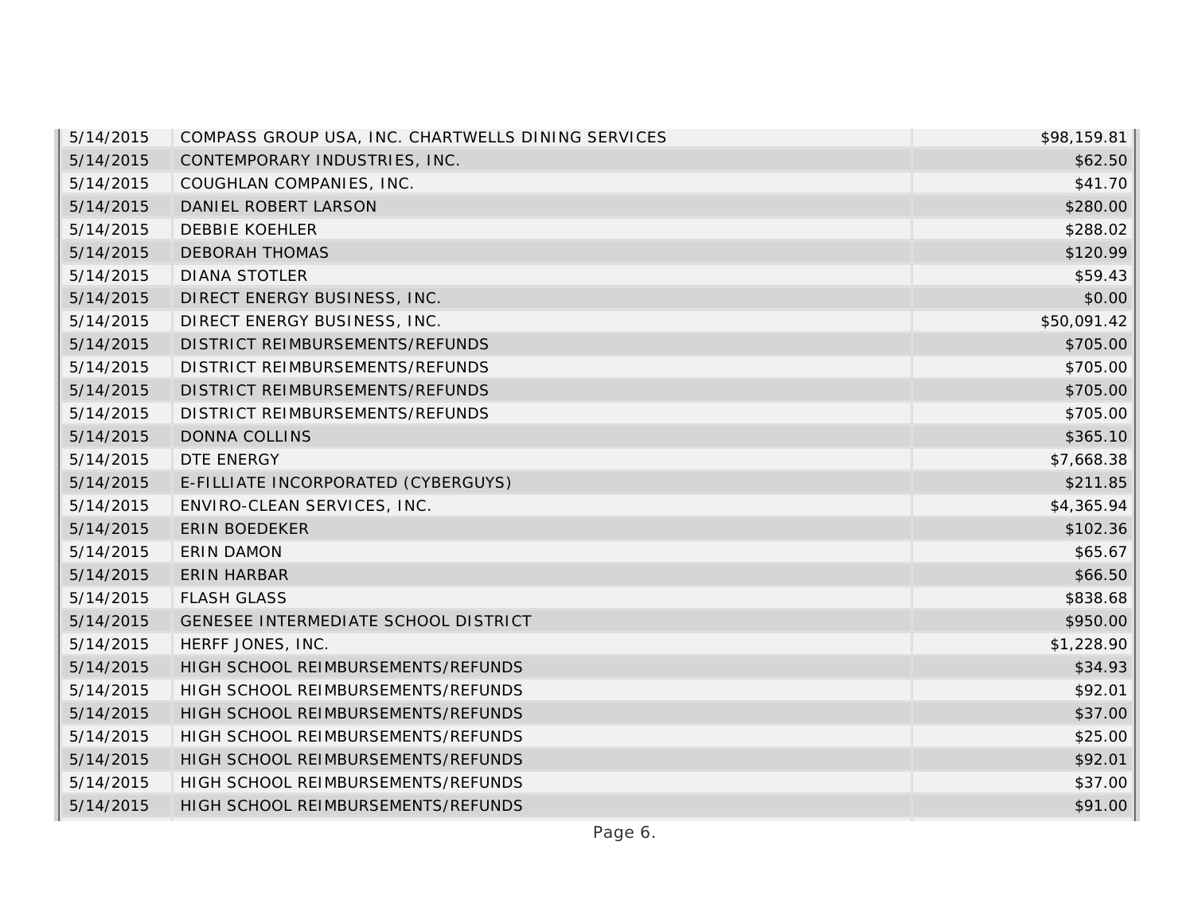| | | |
|---|---|---|
| 5/14/2015 | COMPASS GROUP USA, INC. CHARTWELLS DINING SERVICES | $98,159.81 |
| 5/14/2015 | CONTEMPORARY INDUSTRIES, INC. | $62.50 |
| 5/14/2015 | COUGHLAN COMPANIES, INC. | $41.70 |
| 5/14/2015 | DANIEL ROBERT LARSON | $280.00 |
| 5/14/2015 | DEBBIE KOEHLER | $288.02 |
| 5/14/2015 | DEBORAH THOMAS | $120.99 |
| 5/14/2015 | DIANA STOTLER | $59.43 |
| 5/14/2015 | DIRECT ENERGY BUSINESS, INC. | $0.00 |
| 5/14/2015 | DIRECT ENERGY BUSINESS, INC. | $50,091.42 |
| 5/14/2015 | DISTRICT REIMBURSEMENTS/REFUNDS | $705.00 |
| 5/14/2015 | DISTRICT REIMBURSEMENTS/REFUNDS | $705.00 |
| 5/14/2015 | DISTRICT REIMBURSEMENTS/REFUNDS | $705.00 |
| 5/14/2015 | DISTRICT REIMBURSEMENTS/REFUNDS | $705.00 |
| 5/14/2015 | DONNA COLLINS | $365.10 |
| 5/14/2015 | DTE ENERGY | $7,668.38 |
| 5/14/2015 | E-FILLIATE INCORPORATED (CYBERGUYS) | $211.85 |
| 5/14/2015 | ENVIRO-CLEAN SERVICES, INC. | $4,365.94 |
| 5/14/2015 | ERIN BOEDEKER | $102.36 |
| 5/14/2015 | ERIN DAMON | $65.67 |
| 5/14/2015 | ERIN HARBAR | $66.50 |
| 5/14/2015 | FLASH GLASS | $838.68 |
| 5/14/2015 | GENESEE INTERMEDIATE SCHOOL DISTRICT | $950.00 |
| 5/14/2015 | HERFF JONES, INC. | $1,228.90 |
| 5/14/2015 | HIGH SCHOOL REIMBURSEMENTS/REFUNDS | $34.93 |
| 5/14/2015 | HIGH SCHOOL REIMBURSEMENTS/REFUNDS | $92.01 |
| 5/14/2015 | HIGH SCHOOL REIMBURSEMENTS/REFUNDS | $37.00 |
| 5/14/2015 | HIGH SCHOOL REIMBURSEMENTS/REFUNDS | $25.00 |
| 5/14/2015 | HIGH SCHOOL REIMBURSEMENTS/REFUNDS | $92.01 |
| 5/14/2015 | HIGH SCHOOL REIMBURSEMENTS/REFUNDS | $37.00 |
| 5/14/2015 | HIGH SCHOOL REIMBURSEMENTS/REFUNDS | $91.00 |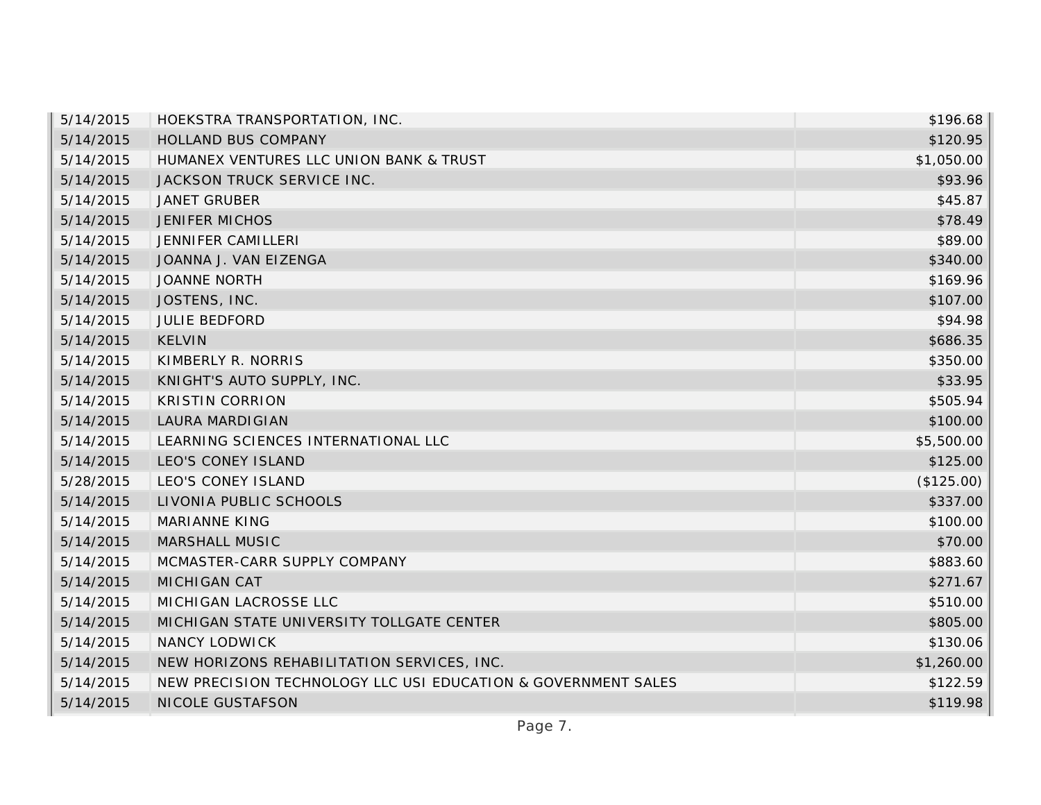| | | |
|---|---|---|
| 5/14/2015 | HOEKSTRA TRANSPORTATION, INC. | $196.68 |
| 5/14/2015 | HOLLAND BUS COMPANY | $120.95 |
| 5/14/2015 | HUMANEX VENTURES LLC UNION BANK & TRUST | $1,050.00 |
| 5/14/2015 | JACKSON TRUCK SERVICE INC. | $93.96 |
| 5/14/2015 | JANET GRUBER | $45.87 |
| 5/14/2015 | JENIFER MICHOS | $78.49 |
| 5/14/2015 | JENNIFER CAMILLERI | $89.00 |
| 5/14/2015 | JOANNA J. VAN EIZENGA | $340.00 |
| 5/14/2015 | JOANNE NORTH | $169.96 |
| 5/14/2015 | JOSTENS, INC. | $107.00 |
| 5/14/2015 | JULIE BEDFORD | $94.98 |
| 5/14/2015 | KELVIN | $686.35 |
| 5/14/2015 | KIMBERLY R. NORRIS | $350.00 |
| 5/14/2015 | KNIGHT'S AUTO SUPPLY, INC. | $33.95 |
| 5/14/2015 | KRISTIN CORRION | $505.94 |
| 5/14/2015 | LAURA MARDIGIAN | $100.00 |
| 5/14/2015 | LEARNING SCIENCES INTERNATIONAL LLC | $5,500.00 |
| 5/14/2015 | LEO'S CONEY ISLAND | $125.00 |
| 5/28/2015 | LEO'S CONEY ISLAND | ($125.00) |
| 5/14/2015 | LIVONIA PUBLIC SCHOOLS | $337.00 |
| 5/14/2015 | MARIANNE KING | $100.00 |
| 5/14/2015 | MARSHALL MUSIC | $70.00 |
| 5/14/2015 | MCMASTER-CARR SUPPLY COMPANY | $883.60 |
| 5/14/2015 | MICHIGAN CAT | $271.67 |
| 5/14/2015 | MICHIGAN LACROSSE LLC | $510.00 |
| 5/14/2015 | MICHIGAN STATE UNIVERSITY TOLLGATE CENTER | $805.00 |
| 5/14/2015 | NANCY LODWICK | $130.06 |
| 5/14/2015 | NEW HORIZONS REHABILITATION SERVICES, INC. | $1,260.00 |
| 5/14/2015 | NEW PRECISION TECHNOLOGY LLC USI EDUCATION & GOVERNMENT SALES | $122.59 |
| 5/14/2015 | NICOLE GUSTAFSON | $119.98 |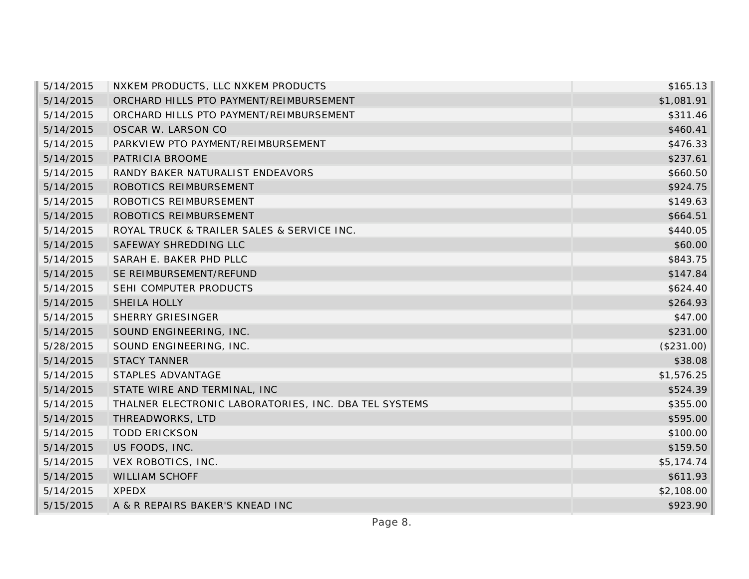| | | |
|---|---|---|
| 5/14/2015 | NXKEM PRODUCTS, LLC NXKEM PRODUCTS | $165.13 |
| 5/14/2015 | ORCHARD HILLS PTO PAYMENT/REIMBURSEMENT | $1,081.91 |
| 5/14/2015 | ORCHARD HILLS PTO PAYMENT/REIMBURSEMENT | $311.46 |
| 5/14/2015 | OSCAR W. LARSON CO | $460.41 |
| 5/14/2015 | PARKVIEW PTO PAYMENT/REIMBURSEMENT | $476.33 |
| 5/14/2015 | PATRICIA BROOME | $237.61 |
| 5/14/2015 | RANDY BAKER NATURALIST ENDEAVORS | $660.50 |
| 5/14/2015 | ROBOTICS REIMBURSEMENT | $924.75 |
| 5/14/2015 | ROBOTICS REIMBURSEMENT | $149.63 |
| 5/14/2015 | ROBOTICS REIMBURSEMENT | $664.51 |
| 5/14/2015 | ROYAL TRUCK & TRAILER SALES & SERVICE INC. | $440.05 |
| 5/14/2015 | SAFEWAY SHREDDING LLC | $60.00 |
| 5/14/2015 | SARAH E. BAKER PHD PLLC | $843.75 |
| 5/14/2015 | SE REIMBURSEMENT/REFUND | $147.84 |
| 5/14/2015 | SEHI COMPUTER PRODUCTS | $624.40 |
| 5/14/2015 | SHEILA HOLLY | $264.93 |
| 5/14/2015 | SHERRY GRIESINGER | $47.00 |
| 5/14/2015 | SOUND ENGINEERING, INC. | $231.00 |
| 5/28/2015 | SOUND ENGINEERING, INC. | ($231.00) |
| 5/14/2015 | STACY TANNER | $38.08 |
| 5/14/2015 | STAPLES ADVANTAGE | $1,576.25 |
| 5/14/2015 | STATE WIRE AND TERMINAL, INC | $524.39 |
| 5/14/2015 | THALNER ELECTRONIC LABORATORIES, INC. DBA TEL SYSTEMS | $355.00 |
| 5/14/2015 | THREADWORKS, LTD | $595.00 |
| 5/14/2015 | TODD ERICKSON | $100.00 |
| 5/14/2015 | US FOODS, INC. | $159.50 |
| 5/14/2015 | VEX ROBOTICS, INC. | $5,174.74 |
| 5/14/2015 | WILLIAM SCHOFF | $611.93 |
| 5/14/2015 | XPEDX | $2,108.00 |
| 5/15/2015 | A & R REPAIRS BAKER'S KNEAD INC | $923.90 |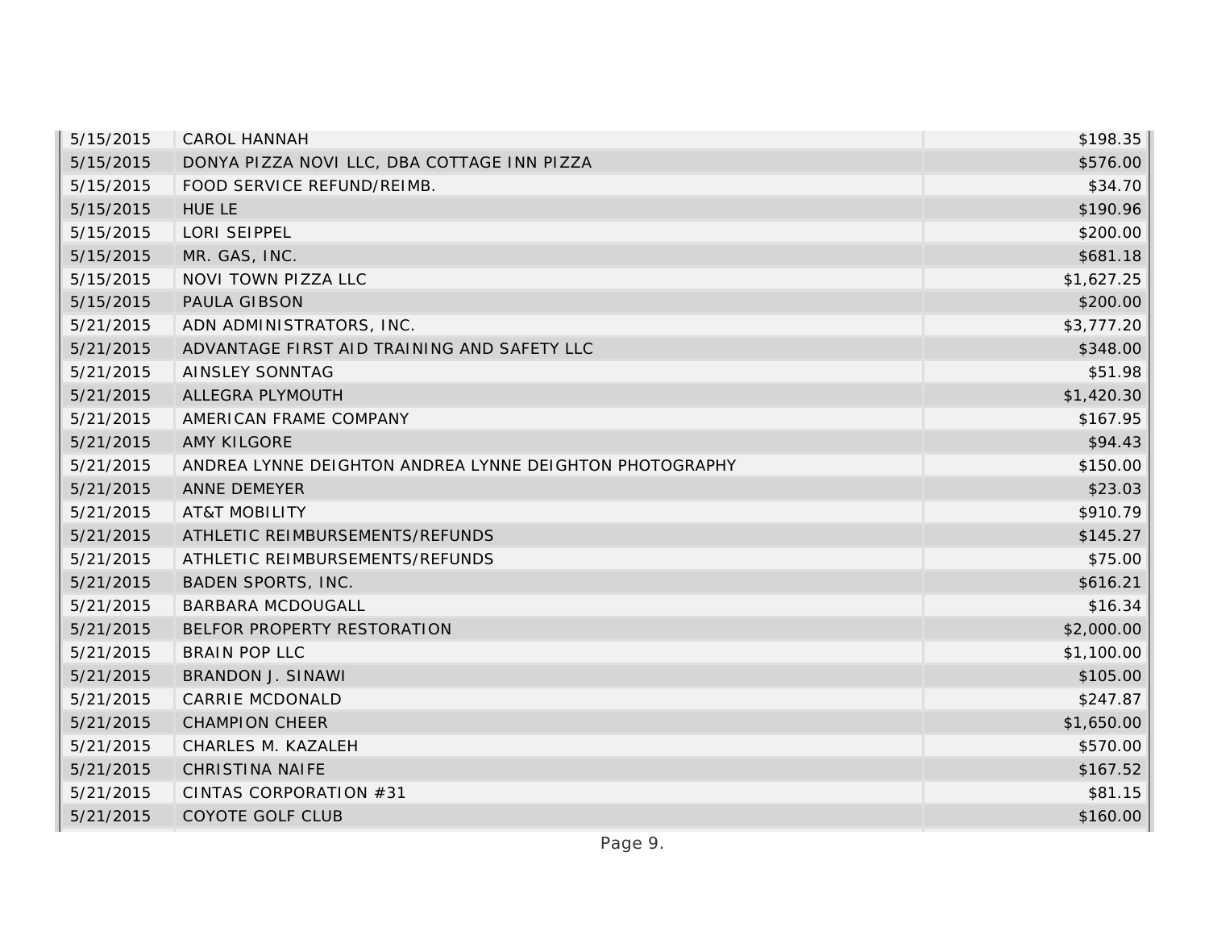| | | |
|---|---|---|
| 5/15/2015 | CAROL HANNAH | $198.35 |
| 5/15/2015 | DONYA PIZZA NOVI LLC, DBA COTTAGE INN PIZZA | $576.00 |
| 5/15/2015 | FOOD SERVICE REFUND/REIMB. | $34.70 |
| 5/15/2015 | HUE LE | $190.96 |
| 5/15/2015 | LORI SEIPPEL | $200.00 |
| 5/15/2015 | MR. GAS, INC. | $681.18 |
| 5/15/2015 | NOVI TOWN PIZZA LLC | $1,627.25 |
| 5/15/2015 | PAULA GIBSON | $200.00 |
| 5/21/2015 | ADN ADMINISTRATORS, INC. | $3,777.20 |
| 5/21/2015 | ADVANTAGE FIRST AID TRAINING AND SAFETY LLC | $348.00 |
| 5/21/2015 | AINSLEY SONNTAG | $51.98 |
| 5/21/2015 | ALLEGRA PLYMOUTH | $1,420.30 |
| 5/21/2015 | AMERICAN FRAME COMPANY | $167.95 |
| 5/21/2015 | AMY KILGORE | $94.43 |
| 5/21/2015 | ANDREA LYNNE DEIGHTON ANDREA LYNNE DEIGHTON PHOTOGRAPHY | $150.00 |
| 5/21/2015 | ANNE DEMEYER | $23.03 |
| 5/21/2015 | AT&T MOBILITY | $910.79 |
| 5/21/2015 | ATHLETIC REIMBURSEMENTS/REFUNDS | $145.27 |
| 5/21/2015 | ATHLETIC REIMBURSEMENTS/REFUNDS | $75.00 |
| 5/21/2015 | BADEN SPORTS, INC. | $616.21 |
| 5/21/2015 | BARBARA MCDOUGALL | $16.34 |
| 5/21/2015 | BELFOR PROPERTY RESTORATION | $2,000.00 |
| 5/21/2015 | BRAIN POP LLC | $1,100.00 |
| 5/21/2015 | BRANDON J. SINAWI | $105.00 |
| 5/21/2015 | CARRIE MCDONALD | $247.87 |
| 5/21/2015 | CHAMPION CHEER | $1,650.00 |
| 5/21/2015 | CHARLES M. KAZALEH | $570.00 |
| 5/21/2015 | CHRISTINA NAIFE | $167.52 |
| 5/21/2015 | CINTAS CORPORATION #31 | $81.15 |
| 5/21/2015 | COYOTE GOLF CLUB | $160.00 |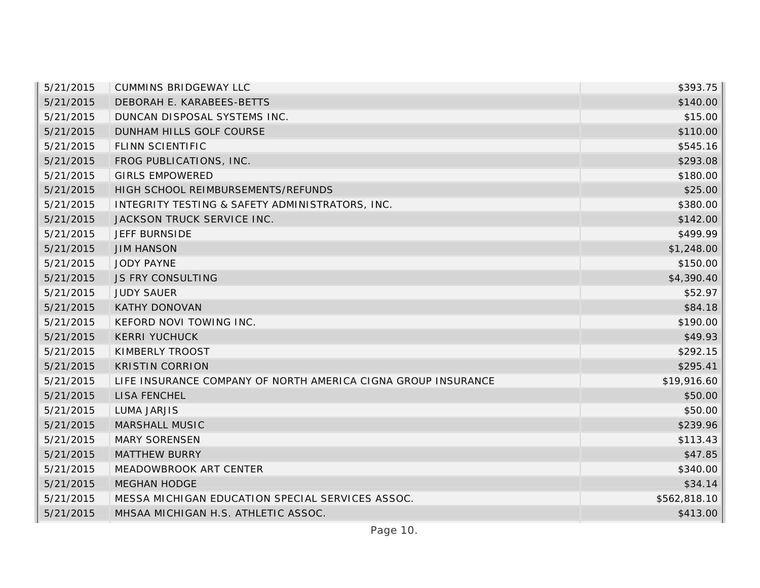| | | |
|---|---|---|
| 5/21/2015 | CUMMINS BRIDGEWAY LLC | $393.75 |
| 5/21/2015 | DEBORAH E. KARABEES-BETTS | $140.00 |
| 5/21/2015 | DUNCAN DISPOSAL SYSTEMS INC. | $15.00 |
| 5/21/2015 | DUNHAM HILLS GOLF COURSE | $110.00 |
| 5/21/2015 | FLINN SCIENTIFIC | $545.16 |
| 5/21/2015 | FROG PUBLICATIONS, INC. | $293.08 |
| 5/21/2015 | GIRLS EMPOWERED | $180.00 |
| 5/21/2015 | HIGH SCHOOL REIMBURSEMENTS/REFUNDS | $25.00 |
| 5/21/2015 | INTEGRITY TESTING & SAFETY ADMINISTRATORS, INC. | $380.00 |
| 5/21/2015 | JACKSON TRUCK SERVICE INC. | $142.00 |
| 5/21/2015 | JEFF BURNSIDE | $499.99 |
| 5/21/2015 | JIM HANSON | $1,248.00 |
| 5/21/2015 | JODY PAYNE | $150.00 |
| 5/21/2015 | JS FRY CONSULTING | $4,390.40 |
| 5/21/2015 | JUDY SAUER | $52.97 |
| 5/21/2015 | KATHY DONOVAN | $84.18 |
| 5/21/2015 | KEFORD NOVI TOWING INC. | $190.00 |
| 5/21/2015 | KERRI YUCHUCK | $49.93 |
| 5/21/2015 | KIMBERLY TROOST | $292.15 |
| 5/21/2015 | KRISTIN CORRION | $295.41 |
| 5/21/2015 | LIFE INSURANCE COMPANY OF NORTH AMERICA CIGNA GROUP INSURANCE | $19,916.60 |
| 5/21/2015 | LISA FENCHEL | $50.00 |
| 5/21/2015 | LUMA JARJIS | $50.00 |
| 5/21/2015 | MARSHALL MUSIC | $239.96 |
| 5/21/2015 | MARY SORENSEN | $113.43 |
| 5/21/2015 | MATTHEW BURRY | $47.85 |
| 5/21/2015 | MEADOWBROOK ART CENTER | $340.00 |
| 5/21/2015 | MEGHAN HODGE | $34.14 |
| 5/21/2015 | MESSA MICHIGAN EDUCATION SPECIAL SERVICES ASSOC. | $562,818.10 |
| 5/21/2015 | MHSAA MICHIGAN H.S. ATHLETIC ASSOC. | $413.00 |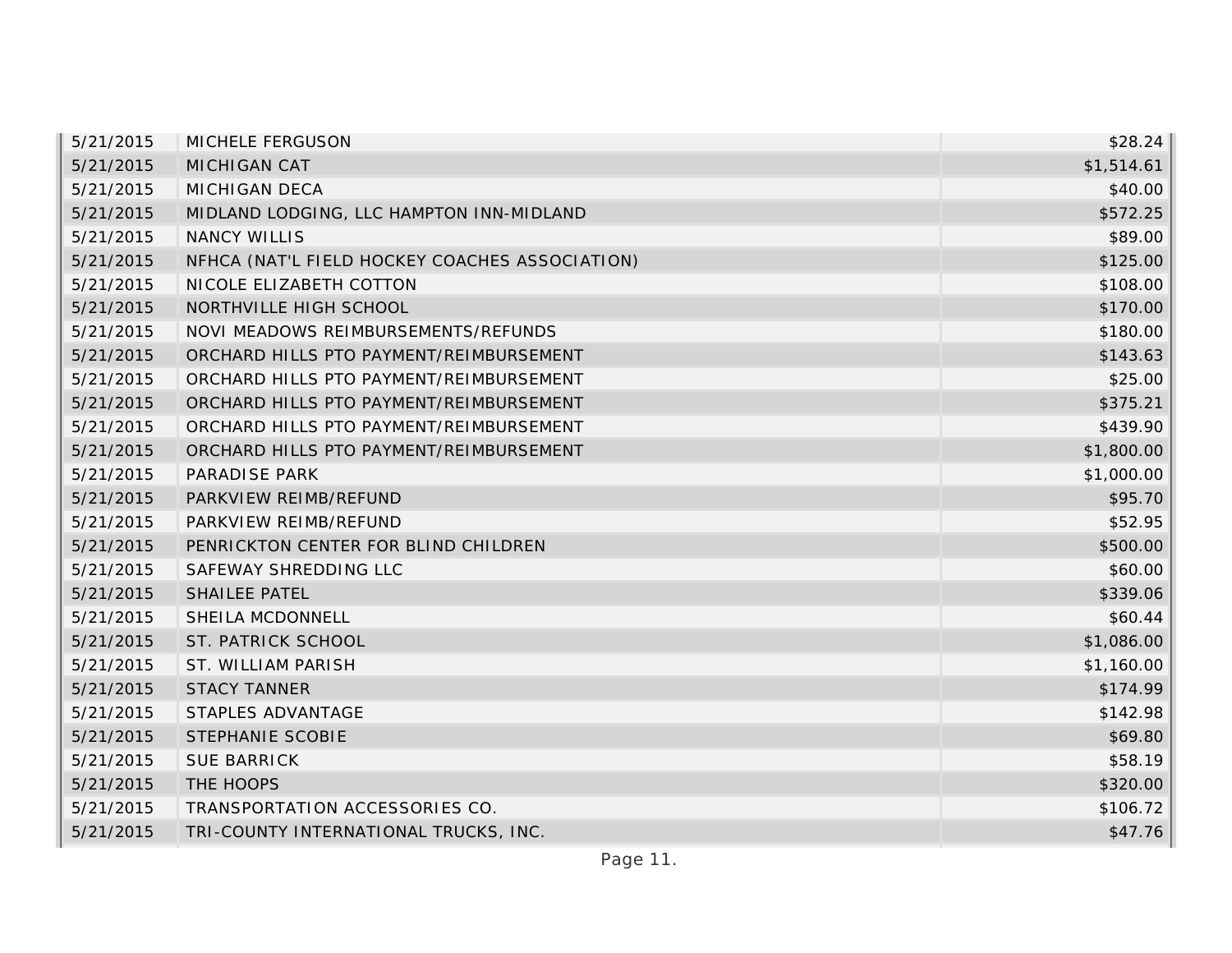| | | |
|---|---|---|
| 5/21/2015 | MICHELE FERGUSON | $28.24 |
| 5/21/2015 | MICHIGAN CAT | $1,514.61 |
| 5/21/2015 | MICHIGAN DECA | $40.00 |
| 5/21/2015 | MIDLAND LODGING, LLC HAMPTON INN-MIDLAND | $572.25 |
| 5/21/2015 | NANCY WILLIS | $89.00 |
| 5/21/2015 | NFHCA (NAT'L FIELD HOCKEY COACHES ASSOCIATION) | $125.00 |
| 5/21/2015 | NICOLE ELIZABETH COTTON | $108.00 |
| 5/21/2015 | NORTHVILLE HIGH SCHOOL | $170.00 |
| 5/21/2015 | NOVI MEADOWS REIMBURSEMENTS/REFUNDS | $180.00 |
| 5/21/2015 | ORCHARD HILLS PTO PAYMENT/REIMBURSEMENT | $143.63 |
| 5/21/2015 | ORCHARD HILLS PTO PAYMENT/REIMBURSEMENT | $25.00 |
| 5/21/2015 | ORCHARD HILLS PTO PAYMENT/REIMBURSEMENT | $375.21 |
| 5/21/2015 | ORCHARD HILLS PTO PAYMENT/REIMBURSEMENT | $439.90 |
| 5/21/2015 | ORCHARD HILLS PTO PAYMENT/REIMBURSEMENT | $1,800.00 |
| 5/21/2015 | PARADISE PARK | $1,000.00 |
| 5/21/2015 | PARKVIEW REIMB/REFUND | $95.70 |
| 5/21/2015 | PARKVIEW REIMB/REFUND | $52.95 |
| 5/21/2015 | PENRICKTON CENTER FOR BLIND CHILDREN | $500.00 |
| 5/21/2015 | SAFEWAY SHREDDING LLC | $60.00 |
| 5/21/2015 | SHAILEE PATEL | $339.06 |
| 5/21/2015 | SHEILA MCDONNELL | $60.44 |
| 5/21/2015 | ST. PATRICK SCHOOL | $1,086.00 |
| 5/21/2015 | ST. WILLIAM PARISH | $1,160.00 |
| 5/21/2015 | STACY TANNER | $174.99 |
| 5/21/2015 | STAPLES ADVANTAGE | $142.98 |
| 5/21/2015 | STEPHANIE SCOBIE | $69.80 |
| 5/21/2015 | SUE BARRICK | $58.19 |
| 5/21/2015 | THE HOOPS | $320.00 |
| 5/21/2015 | TRANSPORTATION ACCESSORIES CO. | $106.72 |
| 5/21/2015 | TRI-COUNTY INTERNATIONAL TRUCKS, INC. | $47.76 |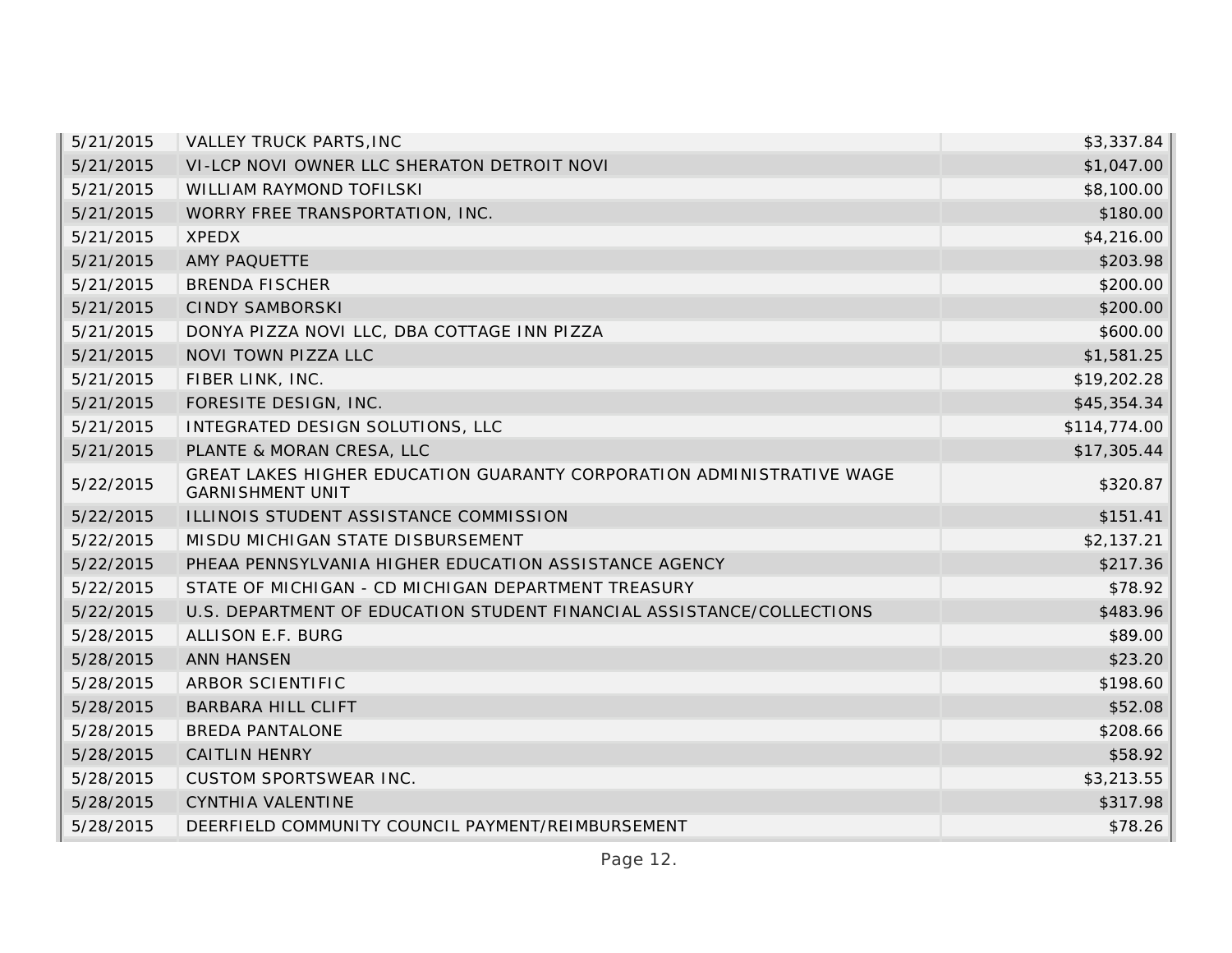| | | |
|---|---|---|
| 5/21/2015 | VALLEY TRUCK PARTS,INC | $3,337.84 |
| 5/21/2015 | VI-LCP NOVI OWNER LLC SHERATON DETROIT NOVI | $1,047.00 |
| 5/21/2015 | WILLIAM RAYMOND TOFILSKI | $8,100.00 |
| 5/21/2015 | WORRY FREE TRANSPORTATION, INC. | $180.00 |
| 5/21/2015 | XPEDX | $4,216.00 |
| 5/21/2015 | AMY PAQUETTE | $203.98 |
| 5/21/2015 | BRENDA FISCHER | $200.00 |
| 5/21/2015 | CINDY SAMBORSKI | $200.00 |
| 5/21/2015 | DONYA PIZZA NOVI LLC, DBA COTTAGE INN PIZZA | $600.00 |
| 5/21/2015 | NOVI TOWN PIZZA LLC | $1,581.25 |
| 5/21/2015 | FIBER LINK, INC. | $19,202.28 |
| 5/21/2015 | FORESITE DESIGN, INC. | $45,354.34 |
| 5/21/2015 | INTEGRATED DESIGN SOLUTIONS, LLC | $114,774.00 |
| 5/21/2015 | PLANTE & MORAN CRESA, LLC | $17,305.44 |
| 5/22/2015 | GREAT LAKES HIGHER EDUCATION GUARANTY CORPORATION ADMINISTRATIVE WAGE GARNISHMENT UNIT | $320.87 |
| 5/22/2015 | ILLINOIS STUDENT ASSISTANCE COMMISSION | $151.41 |
| 5/22/2015 | MISDU MICHIGAN STATE DISBURSEMENT | $2,137.21 |
| 5/22/2015 | PHEAA PENNSYLVANIA HIGHER EDUCATION ASSISTANCE AGENCY | $217.36 |
| 5/22/2015 | STATE OF MICHIGAN - CD MICHIGAN DEPARTMENT TREASURY | $78.92 |
| 5/22/2015 | U.S. DEPARTMENT OF EDUCATION STUDENT FINANCIAL ASSISTANCE/COLLECTIONS | $483.96 |
| 5/28/2015 | ALLISON E.F. BURG | $89.00 |
| 5/28/2015 | ANN HANSEN | $23.20 |
| 5/28/2015 | ARBOR SCIENTIFIC | $198.60 |
| 5/28/2015 | BARBARA HILL CLIFT | $52.08 |
| 5/28/2015 | BREDA PANTALONE | $208.66 |
| 5/28/2015 | CAITLIN HENRY | $58.92 |
| 5/28/2015 | CUSTOM SPORTSWEAR INC. | $3,213.55 |
| 5/28/2015 | CYNTHIA VALENTINE | $317.98 |
| 5/28/2015 | DEERFIELD COMMUNITY COUNCIL PAYMENT/REIMBURSEMENT | $78.26 |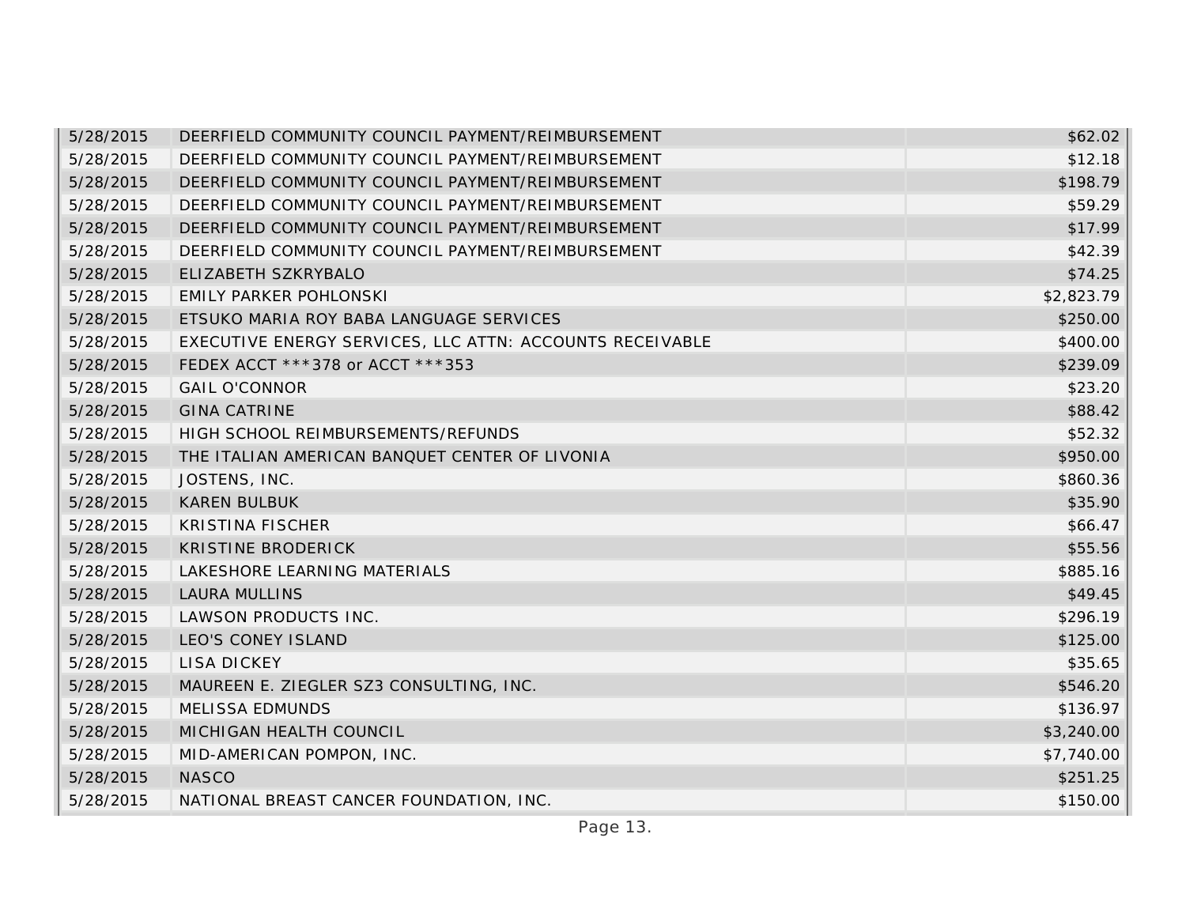| | | |
|---|---|---|
| 5/28/2015 | DEERFIELD COMMUNITY COUNCIL PAYMENT/REIMBURSEMENT | $62.02 |
| 5/28/2015 | DEERFIELD COMMUNITY COUNCIL PAYMENT/REIMBURSEMENT | $12.18 |
| 5/28/2015 | DEERFIELD COMMUNITY COUNCIL PAYMENT/REIMBURSEMENT | $198.79 |
| 5/28/2015 | DEERFIELD COMMUNITY COUNCIL PAYMENT/REIMBURSEMENT | $59.29 |
| 5/28/2015 | DEERFIELD COMMUNITY COUNCIL PAYMENT/REIMBURSEMENT | $17.99 |
| 5/28/2015 | DEERFIELD COMMUNITY COUNCIL PAYMENT/REIMBURSEMENT | $42.39 |
| 5/28/2015 | ELIZABETH SZKRYBALO | $74.25 |
| 5/28/2015 | EMILY PARKER POHLONSKI | $2,823.79 |
| 5/28/2015 | ETSUKO MARIA ROY BABA LANGUAGE SERVICES | $250.00 |
| 5/28/2015 | EXECUTIVE ENERGY SERVICES, LLC ATTN: ACCOUNTS RECEIVABLE | $400.00 |
| 5/28/2015 | FEDEX ACCT ***378 or ACCT ***353 | $239.09 |
| 5/28/2015 | GAIL O'CONNOR | $23.20 |
| 5/28/2015 | GINA CATRINE | $88.42 |
| 5/28/2015 | HIGH SCHOOL REIMBURSEMENTS/REFUNDS | $52.32 |
| 5/28/2015 | THE ITALIAN AMERICAN BANQUET CENTER OF LIVONIA | $950.00 |
| 5/28/2015 | JOSTENS, INC. | $860.36 |
| 5/28/2015 | KAREN BULBUK | $35.90 |
| 5/28/2015 | KRISTINA FISCHER | $66.47 |
| 5/28/2015 | KRISTINE BRODERICK | $55.56 |
| 5/28/2015 | LAKESHORE LEARNING MATERIALS | $885.16 |
| 5/28/2015 | LAURA MULLINS | $49.45 |
| 5/28/2015 | LAWSON PRODUCTS INC. | $296.19 |
| 5/28/2015 | LEO'S CONEY ISLAND | $125.00 |
| 5/28/2015 | LISA DICKEY | $35.65 |
| 5/28/2015 | MAUREEN E. ZIEGLER SZ3 CONSULTING, INC. | $546.20 |
| 5/28/2015 | MELISSA EDMUNDS | $136.97 |
| 5/28/2015 | MICHIGAN HEALTH COUNCIL | $3,240.00 |
| 5/28/2015 | MID-AMERICAN POMPON, INC. | $7,740.00 |
| 5/28/2015 | NASCO | $251.25 |
| 5/28/2015 | NATIONAL BREAST CANCER FOUNDATION, INC. | $150.00 |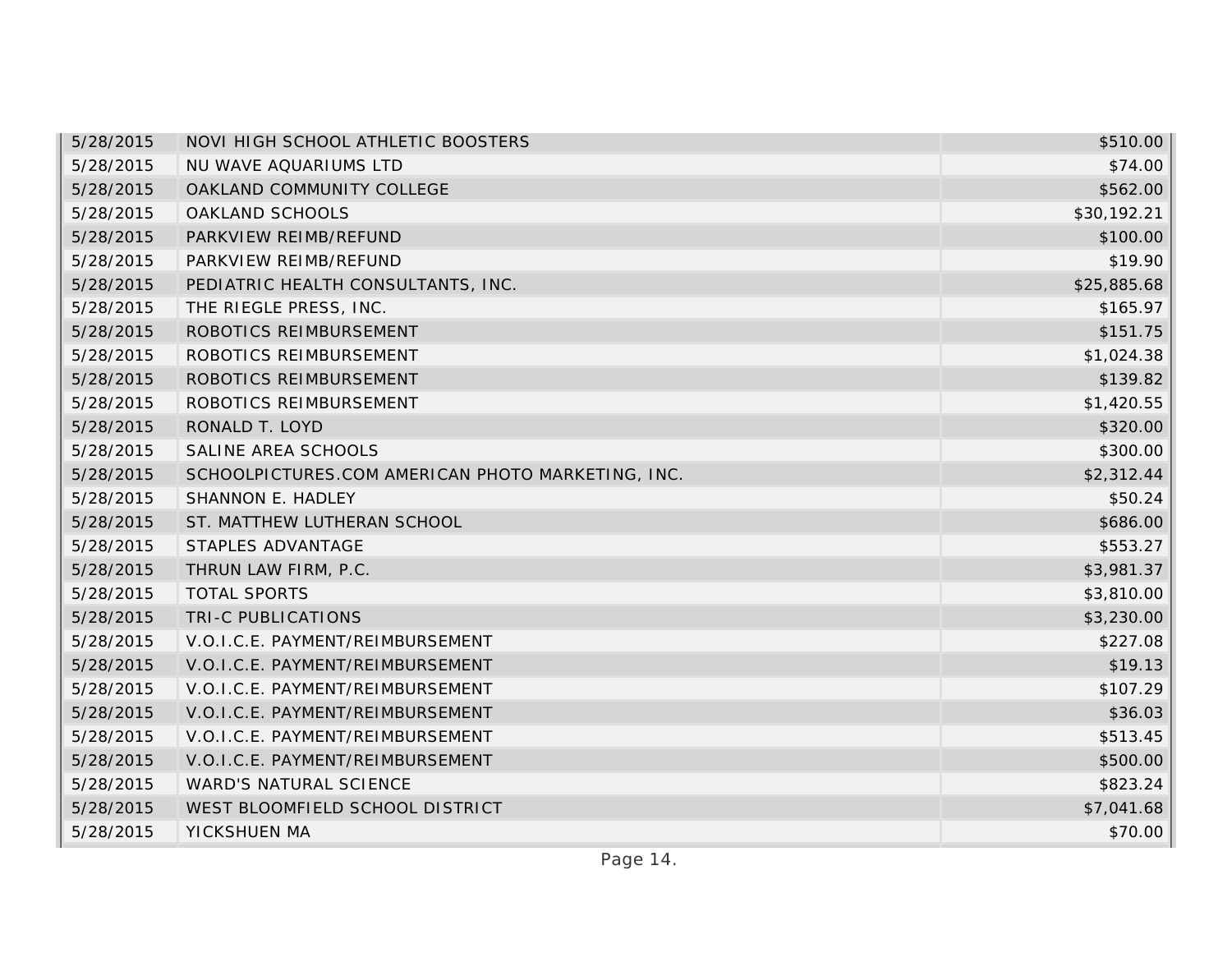| | | |
|---|---|---|
| 5/28/2015 | NOVI HIGH SCHOOL ATHLETIC BOOSTERS | $510.00 |
| 5/28/2015 | NU WAVE AQUARIUMS LTD | $74.00 |
| 5/28/2015 | OAKLAND COMMUNITY COLLEGE | $562.00 |
| 5/28/2015 | OAKLAND SCHOOLS | $30,192.21 |
| 5/28/2015 | PARKVIEW REIMB/REFUND | $100.00 |
| 5/28/2015 | PARKVIEW REIMB/REFUND | $19.90 |
| 5/28/2015 | PEDIATRIC HEALTH CONSULTANTS, INC. | $25,885.68 |
| 5/28/2015 | THE RIEGLE PRESS, INC. | $165.97 |
| 5/28/2015 | ROBOTICS REIMBURSEMENT | $151.75 |
| 5/28/2015 | ROBOTICS REIMBURSEMENT | $1,024.38 |
| 5/28/2015 | ROBOTICS REIMBURSEMENT | $139.82 |
| 5/28/2015 | ROBOTICS REIMBURSEMENT | $1,420.55 |
| 5/28/2015 | RONALD T. LOYD | $320.00 |
| 5/28/2015 | SALINE AREA SCHOOLS | $300.00 |
| 5/28/2015 | SCHOOLPICTURES.COM AMERICAN PHOTO MARKETING, INC. | $2,312.44 |
| 5/28/2015 | SHANNON E. HADLEY | $50.24 |
| 5/28/2015 | ST. MATTHEW LUTHERAN SCHOOL | $686.00 |
| 5/28/2015 | STAPLES ADVANTAGE | $553.27 |
| 5/28/2015 | THRUN LAW FIRM, P.C. | $3,981.37 |
| 5/28/2015 | TOTAL SPORTS | $3,810.00 |
| 5/28/2015 | TRI-C PUBLICATIONS | $3,230.00 |
| 5/28/2015 | V.O.I.C.E. PAYMENT/REIMBURSEMENT | $227.08 |
| 5/28/2015 | V.O.I.C.E. PAYMENT/REIMBURSEMENT | $19.13 |
| 5/28/2015 | V.O.I.C.E. PAYMENT/REIMBURSEMENT | $107.29 |
| 5/28/2015 | V.O.I.C.E. PAYMENT/REIMBURSEMENT | $36.03 |
| 5/28/2015 | V.O.I.C.E. PAYMENT/REIMBURSEMENT | $513.45 |
| 5/28/2015 | V.O.I.C.E. PAYMENT/REIMBURSEMENT | $500.00 |
| 5/28/2015 | WARD'S NATURAL SCIENCE | $823.24 |
| 5/28/2015 | WEST BLOOMFIELD SCHOOL DISTRICT | $7,041.68 |
| 5/28/2015 | YICKSHUEN MA | $70.00 |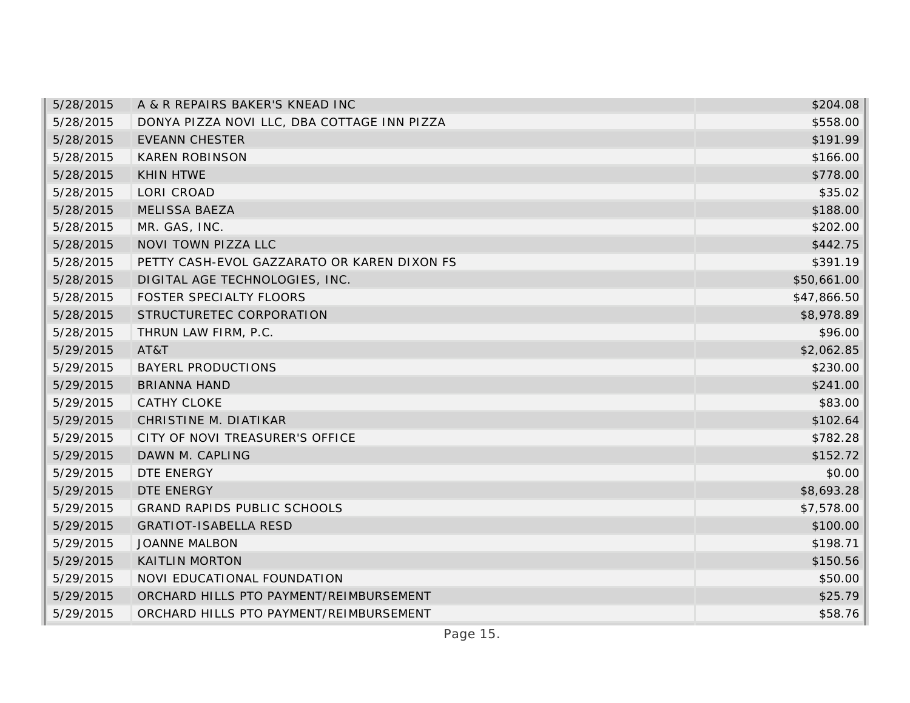| | | |
|---|---|---|
| 5/28/2015 | A & R REPAIRS BAKER'S KNEAD INC | $204.08 |
| 5/28/2015 | DONYA PIZZA NOVI LLC, DBA COTTAGE INN PIZZA | $558.00 |
| 5/28/2015 | EVEANN CHESTER | $191.99 |
| 5/28/2015 | KAREN ROBINSON | $166.00 |
| 5/28/2015 | KHIN HTWE | $778.00 |
| 5/28/2015 | LORI CROAD | $35.02 |
| 5/28/2015 | MELISSA BAEZA | $188.00 |
| 5/28/2015 | MR. GAS, INC. | $202.00 |
| 5/28/2015 | NOVI TOWN PIZZA LLC | $442.75 |
| 5/28/2015 | PETTY CASH-EVOL GAZZARATO OR KAREN DIXON FS | $391.19 |
| 5/28/2015 | DIGITAL AGE TECHNOLOGIES, INC. | $50,661.00 |
| 5/28/2015 | FOSTER SPECIALTY FLOORS | $47,866.50 |
| 5/28/2015 | STRUCTURETEC CORPORATION | $8,978.89 |
| 5/28/2015 | THRUN LAW FIRM, P.C. | $96.00 |
| 5/29/2015 | AT&T | $2,062.85 |
| 5/29/2015 | BAYERL PRODUCTIONS | $230.00 |
| 5/29/2015 | BRIANNA HAND | $241.00 |
| 5/29/2015 | CATHY CLOKE | $83.00 |
| 5/29/2015 | CHRISTINE M. DIATIKAR | $102.64 |
| 5/29/2015 | CITY OF NOVI TREASURER'S OFFICE | $782.28 |
| 5/29/2015 | DAWN M. CAPLING | $152.72 |
| 5/29/2015 | DTE ENERGY | $0.00 |
| 5/29/2015 | DTE ENERGY | $8,693.28 |
| 5/29/2015 | GRAND RAPIDS PUBLIC SCHOOLS | $7,578.00 |
| 5/29/2015 | GRATIOT-ISABELLA RESD | $100.00 |
| 5/29/2015 | JOANNE MALBON | $198.71 |
| 5/29/2015 | KAITLIN MORTON | $150.56 |
| 5/29/2015 | NOVI EDUCATIONAL FOUNDATION | $50.00 |
| 5/29/2015 | ORCHARD HILLS PTO PAYMENT/REIMBURSEMENT | $25.79 |
| 5/29/2015 | ORCHARD HILLS PTO PAYMENT/REIMBURSEMENT | $58.76 |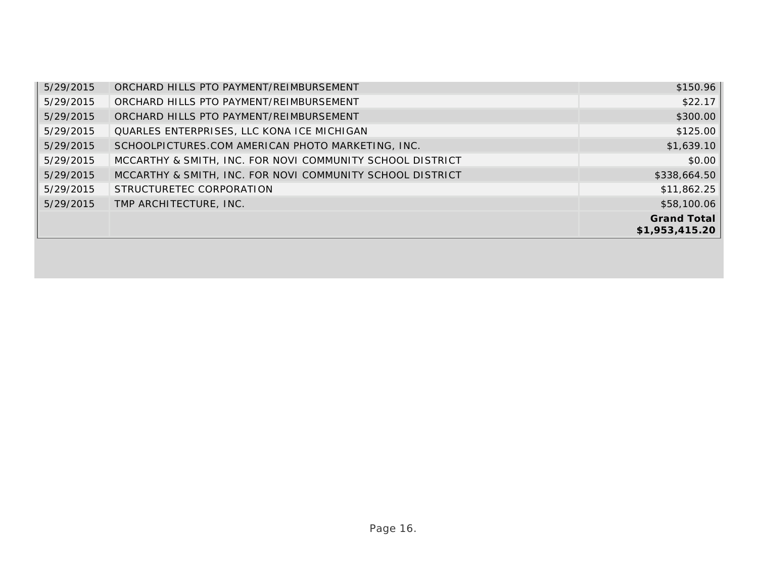| | | |
|---|---|---|
| 5/29/2015 | ORCHARD HILLS PTO PAYMENT/REIMBURSEMENT | $150.96 |
| 5/29/2015 | ORCHARD HILLS PTO PAYMENT/REIMBURSEMENT | $22.17 |
| 5/29/2015 | ORCHARD HILLS PTO PAYMENT/REIMBURSEMENT | $300.00 |
| 5/29/2015 | QUARLES ENTERPRISES, LLC KONA ICE MICHIGAN | $125.00 |
| 5/29/2015 | SCHOOLPICTURES.COM AMERICAN PHOTO MARKETING, INC. | $1,639.10 |
| 5/29/2015 | MCCARTHY & SMITH, INC. FOR NOVI COMMUNITY SCHOOL DISTRICT | $0.00 |
| 5/29/2015 | MCCARTHY & SMITH, INC. FOR NOVI COMMUNITY SCHOOL DISTRICT | $338,664.50 |
| 5/29/2015 | STRUCTURETEC CORPORATION | $11,862.25 |
| 5/29/2015 | TMP ARCHITECTURE, INC. | $58,100.06 |
| | | **Grand Total $1,953,415.20** |